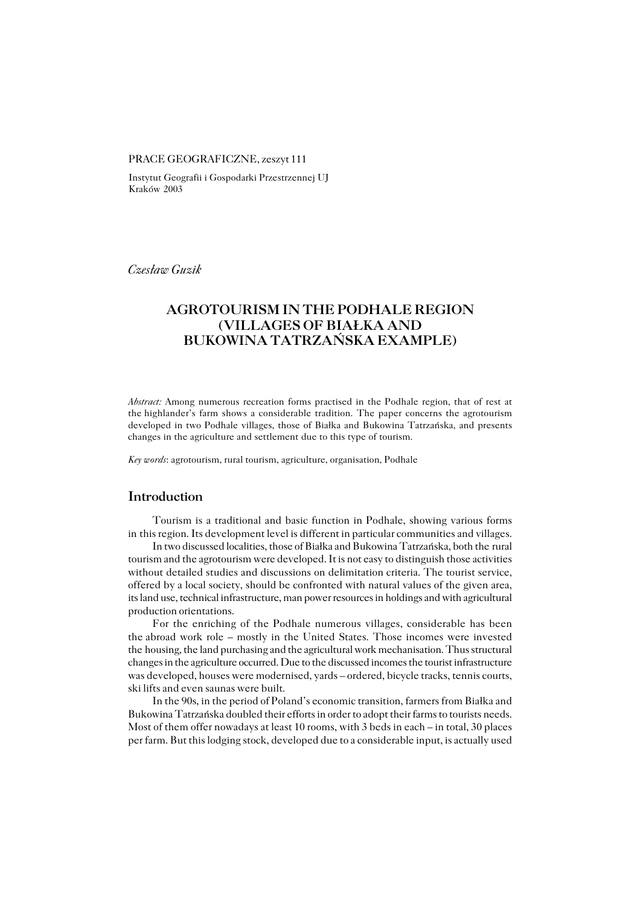PRACE GEOGRAFICZNE, zeszyt 111

Instytut Geografii i Gospodarki Przestrzennej UJ
Kraków 2003

*Czesław Guzik*

# AGROTOURISM IN THE PODHALE REGION (VILLAGES OF BIAŁKA AND BUKOWINA TATRZAŃSKA EXAMPLE)

*Abstract:* Among numerous recreation forms practised in the Podhale region, that of rest at the highlander's farm shows a considerable tradition. The paper concerns the agrotourism developed in two Podhale villages, those of Białka and Bukowina Tatrzańska, and presents changes in the agriculture and settlement due to this type of tourism.

*Key words*: agrotourism, rural tourism, agriculture, organisation, Podhale

## Introduction

Tourism is a traditional and basic function in Podhale, showing various forms in this region. Its development level is different in particular communities and villages.

In two discussed localities, those of Białka and Bukowina Tatrzańska, both the rural tourism and the agrotourism were developed. It is not easy to distinguish those activities without detailed studies and discussions on delimitation criteria. The tourist service, offered by a local society, should be confronted with natural values of the given area, its land use, technical infrastructure, man power resources in holdings and with agricultural production orientations.

For the enriching of the Podhale numerous villages, considerable has been the abroad work role – mostly in the United States. Those incomes were invested the housing, the land purchasing and the agricultural work mechanisation. Thus structural changes in the agriculture occurred. Due to the discussed incomes the tourist infrastructure was developed, houses were modernised, yards – ordered, bicycle tracks, tennis courts, ski lifts and even saunas were built.

In the 90s, in the period of Poland's economic transition, farmers from Białka and Bukowina Tatrzańska doubled their efforts in order to adopt their farms to tourists needs. Most of them offer nowadays at least 10 rooms, with 3 beds in each – in total, 30 places per farm. But this lodging stock, developed due to a considerable input, is actually used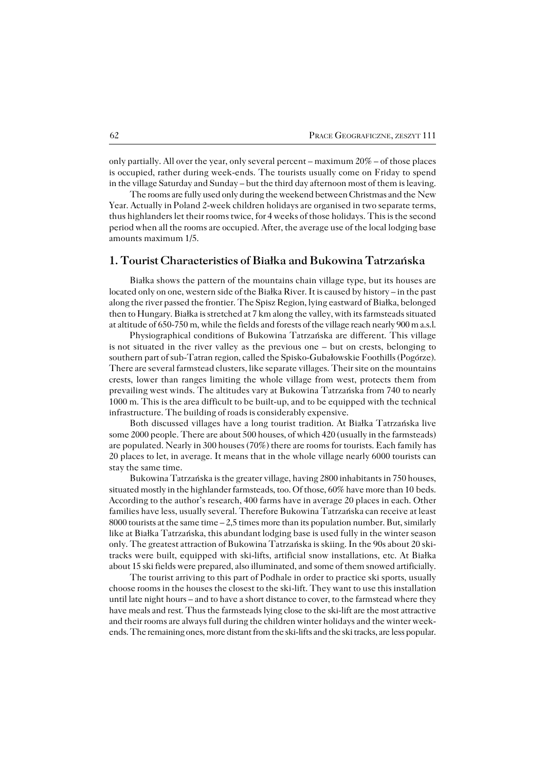only partially. All over the year, only several percent – maximum 20% – of those places is occupied, rather during week-ends. The tourists usually come on Friday to spend in the village Saturday and Sunday – but the third day afternoon most of them is leaving.

The rooms are fully used only during the weekend between Christmas and the New Year. Actually in Poland 2-week children holidays are organised in two separate terms, thus highlanders let their rooms twice, for 4 weeks of those holidays. This is the second period when all the rooms are occupied. After, the average use of the local lodging base amounts maximum 1/5.

## 1. Tourist Characteristics of Białka and Bukowina Tatrzańska

Białka shows the pattern of the mountains chain village type, but its houses are located only on one, western side of the Białka River. It is caused by history – in the past along the river passed the frontier. The Spisz Region, lying eastward of Białka, belonged then to Hungary. Białka is stretched at 7 km along the valley, with its farmsteads situated at altitude of 650-750 m, while the fields and forests of the village reach nearly 900 m a.s.l.

Physiographical conditions of Bukowina Tatrzańska are different. This village is not situated in the river valley as the previous one – but on crests, belonging to southern part of sub-Tatran region, called the Spisko-Gubałowskie Foothills (Pogórze). There are several farmstead clusters, like separate villages. Their site on the mountains crests, lower than ranges limiting the whole village from west, protects them from prevailing west winds. The altitudes vary at Bukowina Tatrzańska from 740 to nearly 1000 m. This is the area difficult to be built-up, and to be equipped with the technical infrastructure. The building of roads is considerably expensive.

Both discussed villages have a long tourist tradition. At Białka Tatrzańska live some 2000 people. There are about 500 houses, of which 420 (usually in the farmsteads) are populated. Nearly in 300 houses (70%) there are rooms for tourists. Each family has 20 places to let, in average. It means that in the whole village nearly 6000 tourists can stay the same time.

Bukowina Tatrzańska is the greater village, having 2800 inhabitants in 750 houses, situated mostly in the highlander farmsteads, too. Of those, 60% have more than 10 beds. According to the author's research, 400 farms have in average 20 places in each. Other families have less, usually several. Therefore Bukowina Tatrzańska can receive at least 8000 tourists at the same time – 2,5 times more than its population number. But, similarly like at Białka Tatrzańska, this abundant lodging base is used fully in the winter season only. The greatest attraction of Bukowina Tatrzańska is skiing. In the 90s about 20 ski-tracks were built, equipped with ski-lifts, artificial snow installations, etc. At Białka about 15 ski fields were prepared, also illuminated, and some of them snowed artificially.

The tourist arriving to this part of Podhale in order to practice ski sports, usually choose rooms in the houses the closest to the ski-lift. They want to use this installation until late night hours – and to have a short distance to cover, to the farmstead where they have meals and rest. Thus the farmsteads lying close to the ski-lift are the most attractive and their rooms are always full during the children winter holidays and the winter week-ends. The remaining ones, more distant from the ski-lifts and the ski tracks, are less popular.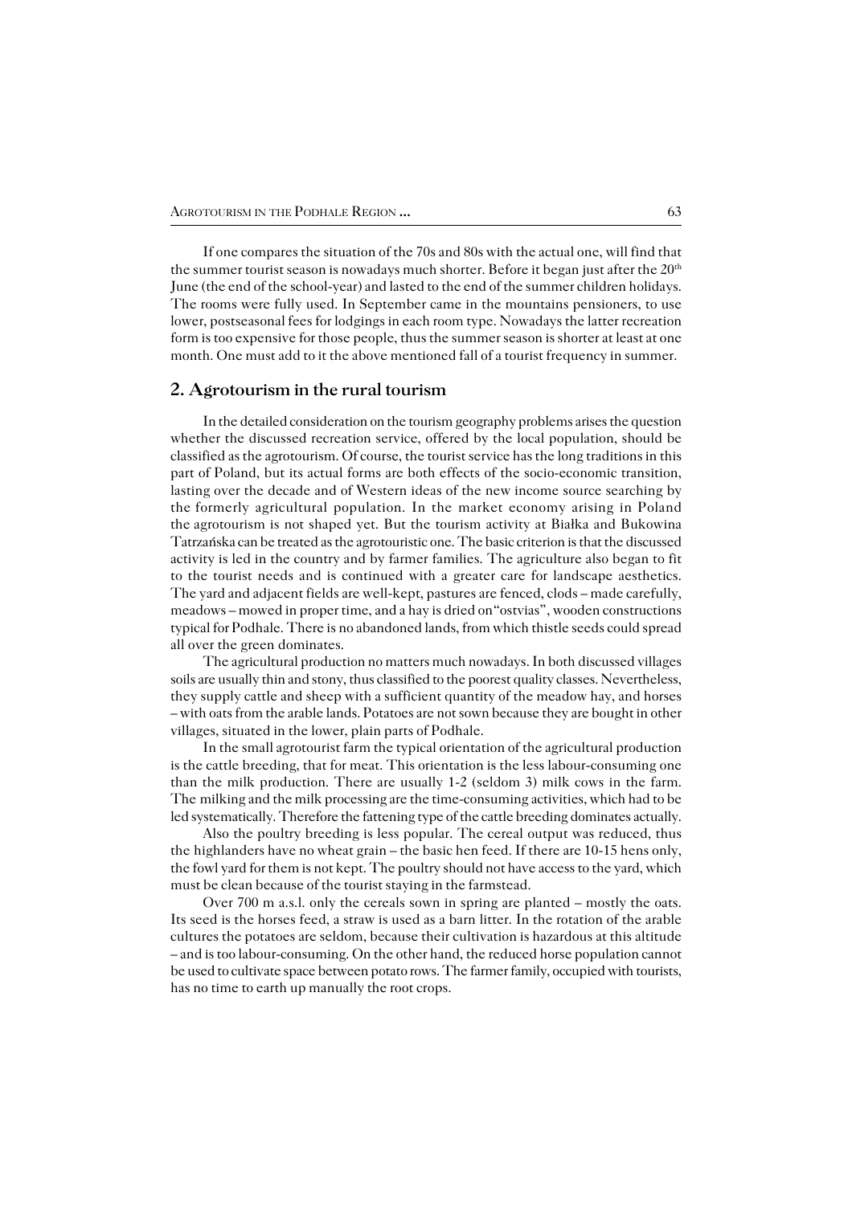If one compares the situation of the 70s and 80s with the actual one, will find that the summer tourist season is nowadays much shorter. Before it began just after the 20[th] June (the end of the school-year) and lasted to the end of the summer children holidays. The rooms were fully used. In September came in the mountains pensioners, to use lower, postseasonal fees for lodgings in each room type. Nowadays the latter recreation form is too expensive for those people, thus the summer season is shorter at least at one month. One must add to it the above mentioned fall of a tourist frequency in summer.

## 2. Agrotourism in the rural tourism

In the detailed consideration on the tourism geography problems arises the question whether the discussed recreation service, offered by the local population, should be classified as the agrotourism. Of course, the tourist service has the long traditions in this part of Poland, but its actual forms are both effects of the socio-economic transition, lasting over the decade and of Western ideas of the new income source searching by the formerly agricultural population. In the market economy arising in Poland the agrotourism is not shaped yet. But the tourism activity at Białka and Bukowina Tatrzańska can be treated as the agrotouristic one. The basic criterion is that the discussed activity is led in the country and by farmer families. The agriculture also began to fit to the tourist needs and is continued with a greater care for landscape aesthetics. The yard and adjacent fields are well-kept, pastures are fenced, clods – made carefully, meadows – mowed in proper time, and a hay is dried on"ostvias", wooden constructions typical for Podhale. There is no abandoned lands, from which thistle seeds could spread all over the green dominates.

The agricultural production no matters much nowadays. In both discussed villages soils are usually thin and stony, thus classified to the poorest quality classes. Nevertheless, they supply cattle and sheep with a sufficient quantity of the meadow hay, and horses – with oats from the arable lands. Potatoes are not sown because they are bought in other villages, situated in the lower, plain parts of Podhale.

In the small agrotourist farm the typical orientation of the agricultural production is the cattle breeding, that for meat. This orientation is the less labour-consuming one than the milk production. There are usually 1-2 (seldom 3) milk cows in the farm. The milking and the milk processing are the time-consuming activities, which had to be led systematically. Therefore the fattening type of the cattle breeding dominates actually.

Also the poultry breeding is less popular. The cereal output was reduced, thus the highlanders have no wheat grain – the basic hen feed. If there are 10-15 hens only, the fowl yard for them is not kept. The poultry should not have access to the yard, which must be clean because of the tourist staying in the farmstead.

Over 700 m a.s.l. only the cereals sown in spring are planted – mostly the oats. Its seed is the horses feed, a straw is used as a barn litter. In the rotation of the arable cultures the potatoes are seldom, because their cultivation is hazardous at this altitude – and is too labour-consuming. On the other hand, the reduced horse population cannot be used to cultivate space between potato rows. The farmer family, occupied with tourists, has no time to earth up manually the root crops.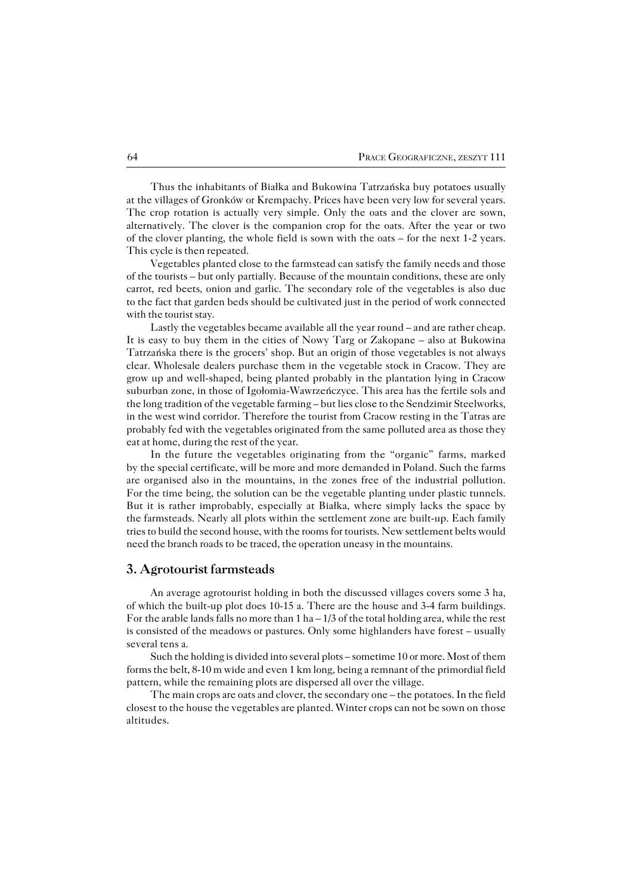Thus the inhabitants of Białka and Bukowina Tatrzańska buy potatoes usually at the villages of Gronków or Krempachy. Prices have been very low for several years. The crop rotation is actually very simple. Only the oats and the clover are sown, alternatively. The clover is the companion crop for the oats. After the year or two of the clover planting, the whole field is sown with the oats – for the next 1-2 years. This cycle is then repeated.

Vegetables planted close to the farmstead can satisfy the family needs and those of the tourists – but only partially. Because of the mountain conditions, these are only carrot, red beets, onion and garlic. The secondary role of the vegetables is also due to the fact that garden beds should be cultivated just in the period of work connected with the tourist stay.

Lastly the vegetables became available all the year round – and are rather cheap. It is easy to buy them in the cities of Nowy Targ or Zakopane – also at Bukowina Tatrzańska there is the grocers' shop. But an origin of those vegetables is not always clear. Wholesale dealers purchase them in the vegetable stock in Cracow. They are grow up and well-shaped, being planted probably in the plantation lying in Cracow suburban zone, in those of Igołomia-Wawrzeńczyce. This area has the fertile sols and the long tradition of the vegetable farming – but lies close to the Sendzimir Steelworks, in the west wind corridor. Therefore the tourist from Cracow resting in the Tatras are probably fed with the vegetables originated from the same polluted area as those they eat at home, during the rest of the year.

In the future the vegetables originating from the "organic" farms, marked by the special certificate, will be more and more demanded in Poland. Such the farms are organised also in the mountains, in the zones free of the industrial pollution. For the time being, the solution can be the vegetable planting under plastic tunnels. But it is rather improbably, especially at Białka, where simply lacks the space by the farmsteads. Nearly all plots within the settlement zone are built-up. Each family tries to build the second house, with the rooms for tourists. New settlement belts would need the branch roads to be traced, the operation uneasy in the mountains.

## 3. Agrotourist farmsteads

An average agrotourist holding in both the discussed villages covers some 3 ha, of which the built-up plot does 10-15 a. There are the house and 3-4 farm buildings. For the arable lands falls no more than 1 ha – 1/3 of the total holding area, while the rest is consisted of the meadows or pastures. Only some highlanders have forest – usually several tens a.

Such the holding is divided into several plots – sometime 10 or more. Most of them forms the belt, 8-10 m wide and even 1 km long, being a remnant of the primordial field pattern, while the remaining plots are dispersed all over the village.

The main crops are oats and clover, the secondary one – the potatoes. In the field closest to the house the vegetables are planted. Winter crops can not be sown on those altitudes.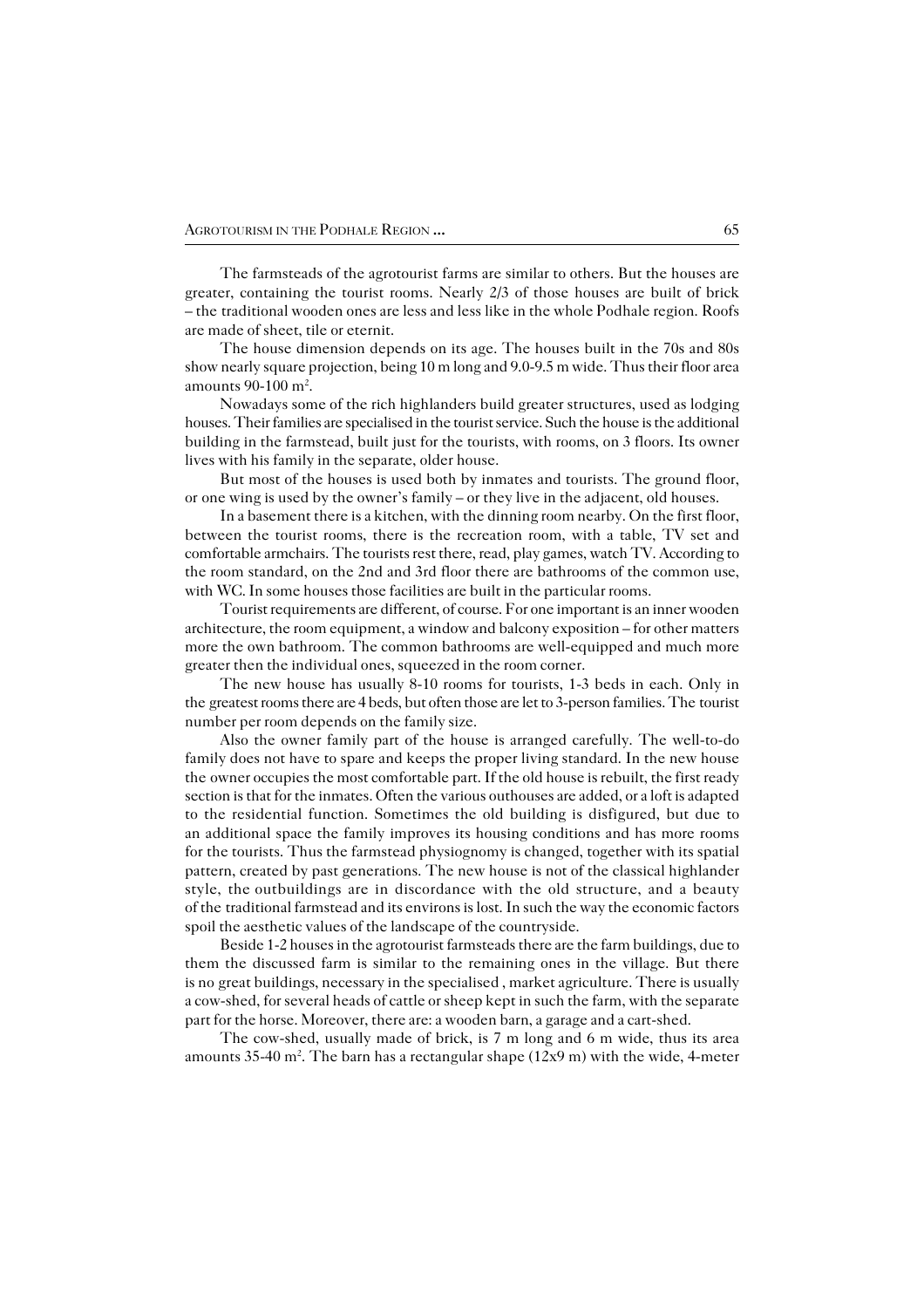The farmsteads of the agrotourist farms are similar to others. But the houses are greater, containing the tourist rooms. Nearly 2/3 of those houses are built of brick – the traditional wooden ones are less and less like in the whole Podhale region. Roofs are made of sheet, tile or eternit.

The house dimension depends on its age. The houses built in the 70s and 80s show nearly square projection, being 10 m long and 9.0-9.5 m wide. Thus their floor area amounts 90-100 m$^2$.

Nowadays some of the rich highlanders build greater structures, used as lodging houses. Their families are specialised in the tourist service. Such the house is the additional building in the farmstead, built just for the tourists, with rooms, on 3 floors. Its owner lives with his family in the separate, older house.

But most of the houses is used both by inmates and tourists. The ground floor, or one wing is used by the owner's family – or they live in the adjacent, old houses.

In a basement there is a kitchen, with the dinning room nearby. On the first floor, between the tourist rooms, there is the recreation room, with a table, TV set and comfortable armchairs. The tourists rest there, read, play games, watch TV. According to the room standard, on the 2nd and 3rd floor there are bathrooms of the common use, with WC. In some houses those facilities are built in the particular rooms.

Tourist requirements are different, of course. For one important is an inner wooden architecture, the room equipment, a window and balcony exposition – for other matters more the own bathroom. The common bathrooms are well-equipped and much more greater then the individual ones, squeezed in the room corner.

The new house has usually 8-10 rooms for tourists, 1-3 beds in each. Only in the greatest rooms there are 4 beds, but often those are let to 3-person families. The tourist number per room depends on the family size.

Also the owner family part of the house is arranged carefully. The well-to-do family does not have to spare and keeps the proper living standard. In the new house the owner occupies the most comfortable part. If the old house is rebuilt, the first ready section is that for the inmates. Often the various outhouses are added, or a loft is adapted to the residential function. Sometimes the old building is disfigured, but due to an additional space the family improves its housing conditions and has more rooms for the tourists. Thus the farmstead physiognomy is changed, together with its spatial pattern, created by past generations. The new house is not of the classical highlander style, the outbuildings are in discordance with the old structure, and a beauty of the traditional farmstead and its environs is lost. In such the way the economic factors spoil the aesthetic values of the landscape of the countryside.

Beside 1-2 houses in the agrotourist farmsteads there are the farm buildings, due to them the discussed farm is similar to the remaining ones in the village. But there is no great buildings, necessary in the specialised , market agriculture. There is usually a cow-shed, for several heads of cattle or sheep kept in such the farm, with the separate part for the horse. Moreover, there are: a wooden barn, a garage and a cart-shed.

The cow-shed, usually made of brick, is 7 m long and 6 m wide, thus its area amounts 35-40 m$^2$. The barn has a rectangular shape (12x9 m) with the wide, 4-meter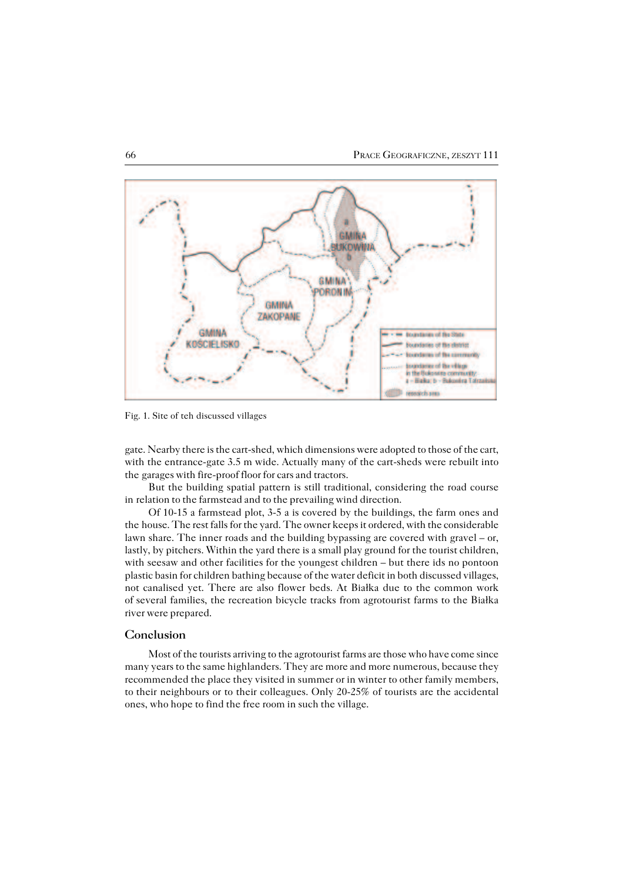Fig. 1. Site of teh discussed villages

gate. Nearby there is the cart-shed, which dimensions were adopted to those of the cart, with the entrance-gate 3.5 m wide. Actually many of the cart-sheds were rebuilt into the garages with fire-proof floor for cars and tractors.

But the building spatial pattern is still traditional, considering the road course in relation to the farmstead and to the prevailing wind direction.

Of 10-15 a farmstead plot, 3-5 a is covered by the buildings, the farm ones and the house. The rest falls for the yard. The owner keeps it ordered, with the considerable lawn share. The inner roads and the building bypassing are covered with gravel – or, lastly, by pitchers. Within the yard there is a small play ground for the tourist children, with seesaw and other facilities for the youngest children – but there ids no pontoon plastic basin for children bathing because of the water deficit in both discussed villages, not canalised yet. There are also flower beds. At Białka due to the common work of several families, the recreation bicycle tracks from agrotourist farms to the Białka river were prepared.

## Conclusion

Most of the tourists arriving to the agrotourist farms are those who have come since many years to the same highlanders. They are more and more numerous, because they recommended the place they visited in summer or in winter to other family members, to their neighbours or to their colleagues. Only 20-25% of tourists are the accidental ones, who hope to find the free room in such the village.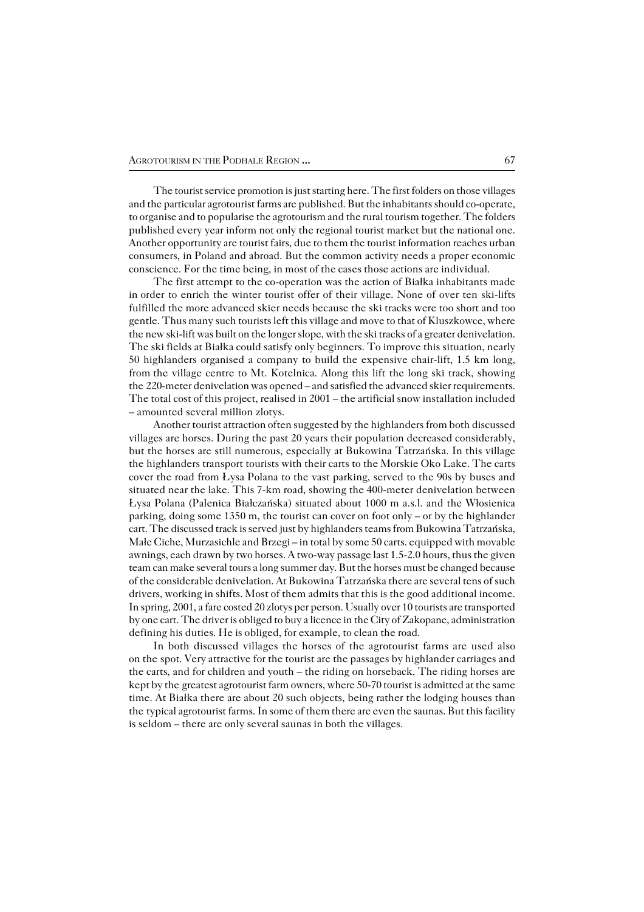The tourist service promotion is just starting here. The first folders on those villages and the particular agrotourist farms are published. But the inhabitants should co-operate, to organise and to popularise the agrotourism and the rural tourism together. The folders published every year inform not only the regional tourist market but the national one. Another opportunity are tourist fairs, due to them the tourist information reaches urban consumers, in Poland and abroad. But the common activity needs a proper economic conscience. For the time being, in most of the cases those actions are individual.

The first attempt to the co-operation was the action of Białka inhabitants made in order to enrich the winter tourist offer of their village. None of over ten ski-lifts fulfilled the more advanced skier needs because the ski tracks were too short and too gentle. Thus many such tourists left this village and move to that of Kluszkowce, where the new ski-lift was built on the longer slope, with the ski tracks of a greater denivelation. The ski fields at Białka could satisfy only beginners. To improve this situation, nearly 50 highlanders organised a company to build the expensive chair-lift, 1.5 km long, from the village centre to Mt. Kotelnica. Along this lift the long ski track, showing the 220-meter denivelation was opened – and satisfied the advanced skier requirements. The total cost of this project, realised in 2001 – the artificial snow installation included – amounted several million zlotys.

Another tourist attraction often suggested by the highlanders from both discussed villages are horses. During the past 20 years their population decreased considerably, but the horses are still numerous, especially at Bukowina Tatrzańska. In this village the highlanders transport tourists with their carts to the Morskie Oko Lake. The carts cover the road from Łysa Polana to the vast parking, served to the 90s by buses and situated near the lake. This 7-km road, showing the 400-meter denivelation between Łysa Polana (Palenica Białczańska) situated about 1000 m a.s.l. and the Włosienica parking, doing some 1350 m, the tourist can cover on foot only – or by the highlander cart. The discussed track is served just by highlanders teams from Bukowina Tatrzańska, Małe Ciche, Murzasichle and Brzegi – in total by some 50 carts. equipped with movable awnings, each drawn by two horses. A two-way passage last 1.5-2.0 hours, thus the given team can make several tours a long summer day. But the horses must be changed because of the considerable denivelation. At Bukowina Tatrzańska there are several tens of such drivers, working in shifts. Most of them admits that this is the good additional income. In spring, 2001, a fare costed 20 zlotys per person. Usually over 10 tourists are transported by one cart. The driver is obliged to buy a licence in the City of Zakopane, administration defining his duties. He is obliged, for example, to clean the road.

In both discussed villages the horses of the agrotourist farms are used also on the spot. Very attractive for the tourist are the passages by highlander carriages and the carts, and for children and youth – the riding on horseback. The riding horses are kept by the greatest agrotourist farm owners, where 50-70 tourist is admitted at the same time. At Białka there are about 20 such objects, being rather the lodging houses than the typical agrotourist farms. In some of them there are even the saunas. But this facility is seldom – there are only several saunas in both the villages.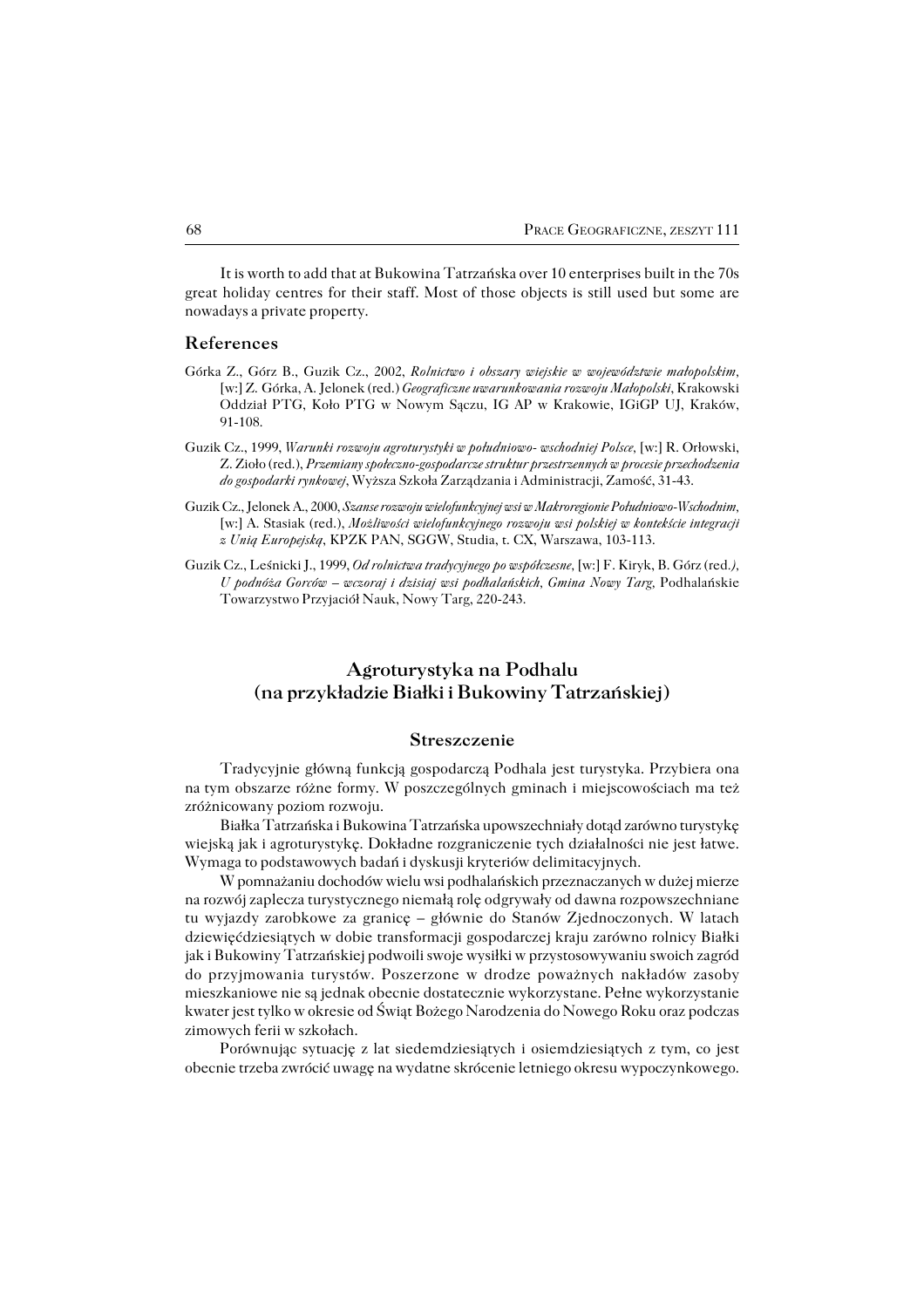It is worth to add that at Bukowina Tatrzańska over 10 enterprises built in the 70s great holiday centres for their staff. Most of those objects is still used but some are nowadays a private property.

## References

Górka Z., Górz B., Guzik Cz., 2002, *Rolnictwo i obszary wiejskie w województwie małopolskim*, [w:] Z. Górka, A. Jelonek (red.) *Geograficzne uwarunkowania rozwoju Małopolski*, Krakowski Oddział PTG, Koło PTG w Nowym Sączu, IG AP w Krakowie, IGiGP UJ, Kraków, 91-108.

Guzik Cz., 1999, *Warunki rozwoju agroturystyki w południowo- wschodniej Polsce*, [w:] R. Orłowski, Z. Zioło (red.), *Przemiany społeczno-gospodarcze struktur przestrzennych w procesie przechodzenia do gospodarki rynkowej*, Wyższa Szkoła Zarządzania i Administracji, Zamość, 31-43.

Guzik Cz., Jelonek A., 2000, *Szanse rozwoju wielofunkcyjnej wsi w Makroregionie Południowo-Wschodnim*, [w:] A. Stasiak (red.), *Możliwości wielofunkcyjnego rozwoju wsi polskiej w kontekście integracji z Unią Europejską*, KPZK PAN, SGGW, Studia, t. CX, Warszawa, 103-113.

Guzik Cz., Leśnicki J., 1999, *Od rolnictwa tradycyjnego po współczesne*, [w:] F. Kiryk, B. Górz (red.), *U podnóża Gorców – wczoraj i dzisiaj wsi podhalańskich, Gmina Nowy Targ*, Podhalańskie Towarzystwo Przyjaciół Nauk, Nowy Targ, 220-243.

## Agroturystyka na Podhalu (na przykładzie Białki i Bukowiny Tatrzańskiej)

### Streszczenie

Tradycyjnie główną funkcją gospodarczą Podhala jest turystyka. Przybiera ona na tym obszarze różne formy. W poszczególnych gminach i miejscowościach ma też zróżnicowany poziom rozwoju.

Białka Tatrzańska i Bukowina Tatrzańska upowszechniały dotąd zarówno turystykę wiejską jak i agroturystykę. Dokładne rozgraniczenie tych działalności nie jest łatwe. Wymaga to podstawowych badań i dyskusji kryteriów delimitacyjnych.

W pomnażaniu dochodów wielu wsi podhalańskich przeznaczanych w dużej mierze na rozwój zaplecza turystycznego niemałą rolę odgrywały od dawna rozpowszechniane tu wyjazdy zarobkowe za granicę – głównie do Stanów Zjednoczonych. W latach dziewięćdziesiątych w dobie transformacji gospodarczej kraju zarówno rolnicy Białki jak i Bukowiny Tatrzańskiej podwoili swoje wysiłki w przystosowywaniu swoich zagród do przyjmowania turystów. Poszerzone w drodze poważnych nakładów zasoby mieszkaniowe nie są jednak obecnie dostatecznie wykorzystane. Pełne wykorzystanie kwater jest tylko w okresie od Świąt Bożego Narodzenia do Nowego Roku oraz podczas zimowych ferii w szkołach.

Porównując sytuację z lat siedemdziesiątych i osiemdziesiątych z tym, co jest obecnie trzeba zwrócić uwagę na wydatne skrócenie letniego okresu wypoczynkowego.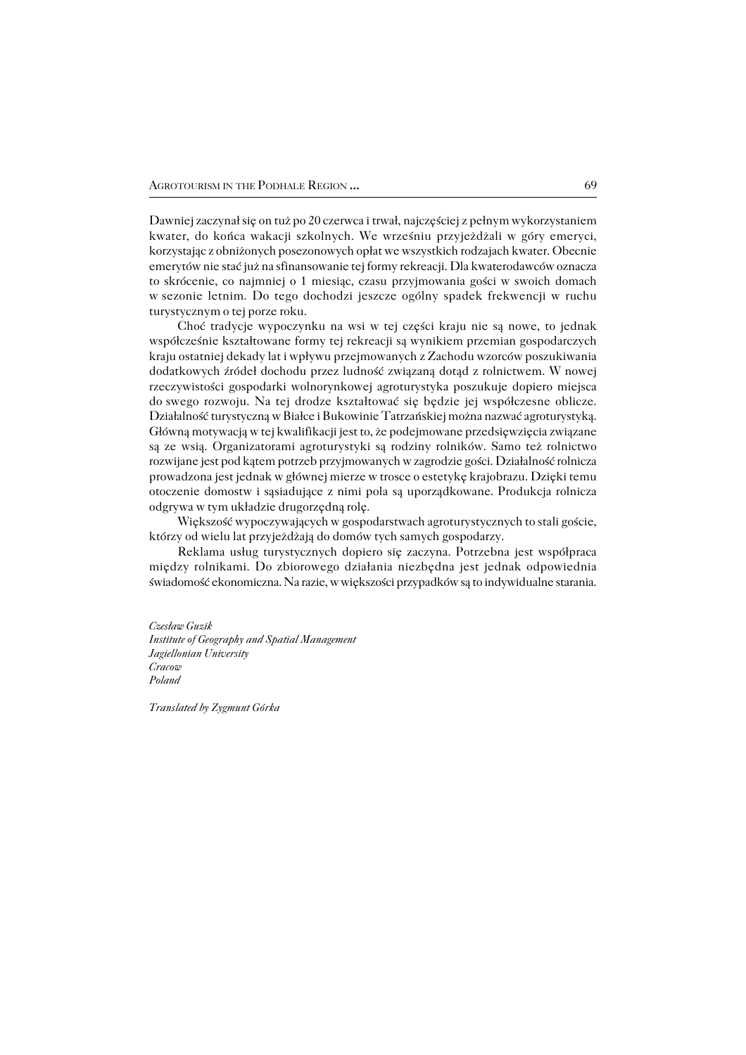Dawniej zaczynał się on tuż po 20 czerwca i trwał, najczęściej z pełnym wykorzystaniem kwater, do końca wakacji szkolnych. We wrześniu przyjeżdżali w góry emeryci, korzystając z obniżonych posezonowych opłat we wszystkich rodzajach kwater. Obecnie emerytów nie stać już na sfinansowanie tej formy rekreacji. Dla kwaterodawców oznacza to skrócenie, co najmniej o 1 miesiąc, czasu przyjmowania gości w swoich domach w sezonie letnim. Do tego dochodzi jeszcze ogólny spadek frekwencji w ruchu turystycznym o tej porze roku.

Choć tradycje wypoczynku na wsi w tej części kraju nie są nowe, to jednak współcześnie kształtowane formy tej rekreacji są wynikiem przemian gospodarczych kraju ostatniej dekady lat i wpływu przejmowanych z Zachodu wzorców poszukiwania dodatkowych źródeł dochodu przez ludność związaną dotąd z rolnictwem. W nowej rzeczywistości gospodarki wolnorynkowej agroturystyka poszukuje dopiero miejsca do swego rozwoju. Na tej drodze kształtować się będzie jej współczesne oblicze. Działalność turystyczną w Białce i Bukowinie Tatrzańskiej można nazwać agroturystyką. Główną motywacją w tej kwalifikacji jest to, że podejmowane przedsięwzięcia związane są ze wsią. Organizatorami agroturystyki są rodziny rolników. Samo też rolnictwo rozwijane jest pod kątem potrzeb przyjmowanych w zagrodzie gości. Działalność rolnicza prowadzona jest jednak w głównej mierze w trosce o estetykę krajobrazu. Dzięki temu otoczenie domostw i sąsiadujące z nimi pola są uporządkowane. Produkcja rolnicza odgrywa w tym układzie drugorzędną rolę.

Większość wypoczywających w gospodarstwach agroturystycznych to stali goście, którzy od wielu lat przyjeżdżają do domów tych samych gospodarzy.

Reklama usług turystycznych dopiero się zaczyna. Potrzebna jest współpraca między rolnikami. Do zbiorowego działania niezbędna jest jednak odpowiednia świadomość ekonomiczna. Na razie, w większości przypadków są to indywidualne starania.

*Czesław Guzik*
*Institute of Geography and Spatial Management*
*Jagiellonian University*
*Cracow*
*Poland*

*Translated by Zygmunt Górka*